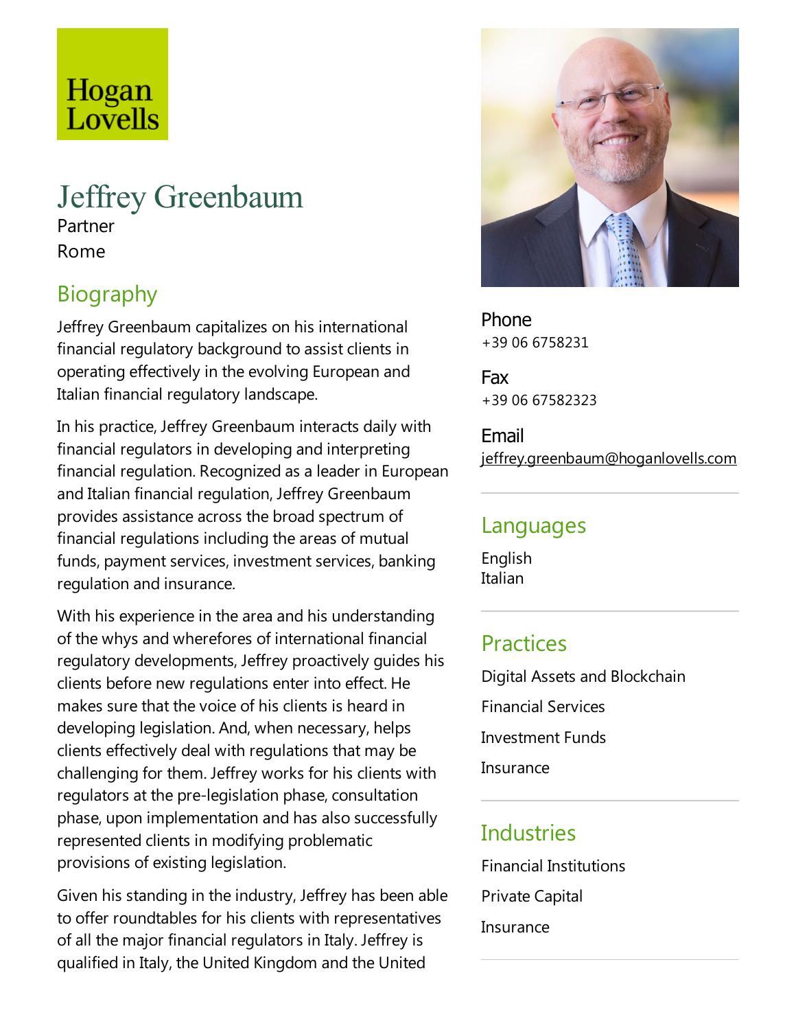Hogan Lovells

# Jeffrey Greenbaum

Partner

Rome

## Biography

Jeffrey Greenbaum capitalizes on his international financial regulatory background to assist clients in operating effectively in the evolving European and Italian financial regulatory landscape.

In his practice, Jeffrey Greenbaum interacts daily with financial regulators in developing and interpreting financial regulation. Recognized as a leader in European and Italian financial regulation, Jeffrey Greenbaum provides assistance across the broad spectrum of financial regulations including the areas of mutual funds, payment services, investment services, banking regulation and insurance.

With his experience in the area and his understanding of the whys and wherefores of international financial regulatory developments, Jeffrey proactively guides his clients before new regulations enter into effect. He makes sure that the voice of his clients is heard in developing legislation. And, when necessary, helps clients effectively deal with regulations that may be challenging for them. Jeffrey works for his clients with regulators at the pre-legislation phase, consultation phase, upon implementation and has also successfully represented clients in modifying problematic provisions of existing legislation.

Given his standing in the industry, Jeffrey has been able to offer roundtables for his clients with representatives of all the major financial regulators in Italy. Jeffrey is qualified in Italy, the United Kingdom and the United

**Phone**
+39 06 6758231

**Fax**
+39 06 67582323

**Email**
jeffrey.greenbaum@hoganlovells.com

## Languages

English
Italian

## Practices

Digital Assets and Blockchain

Financial Services

Investment Funds

Insurance

## Industries

Financial Institutions

Private Capital

Insurance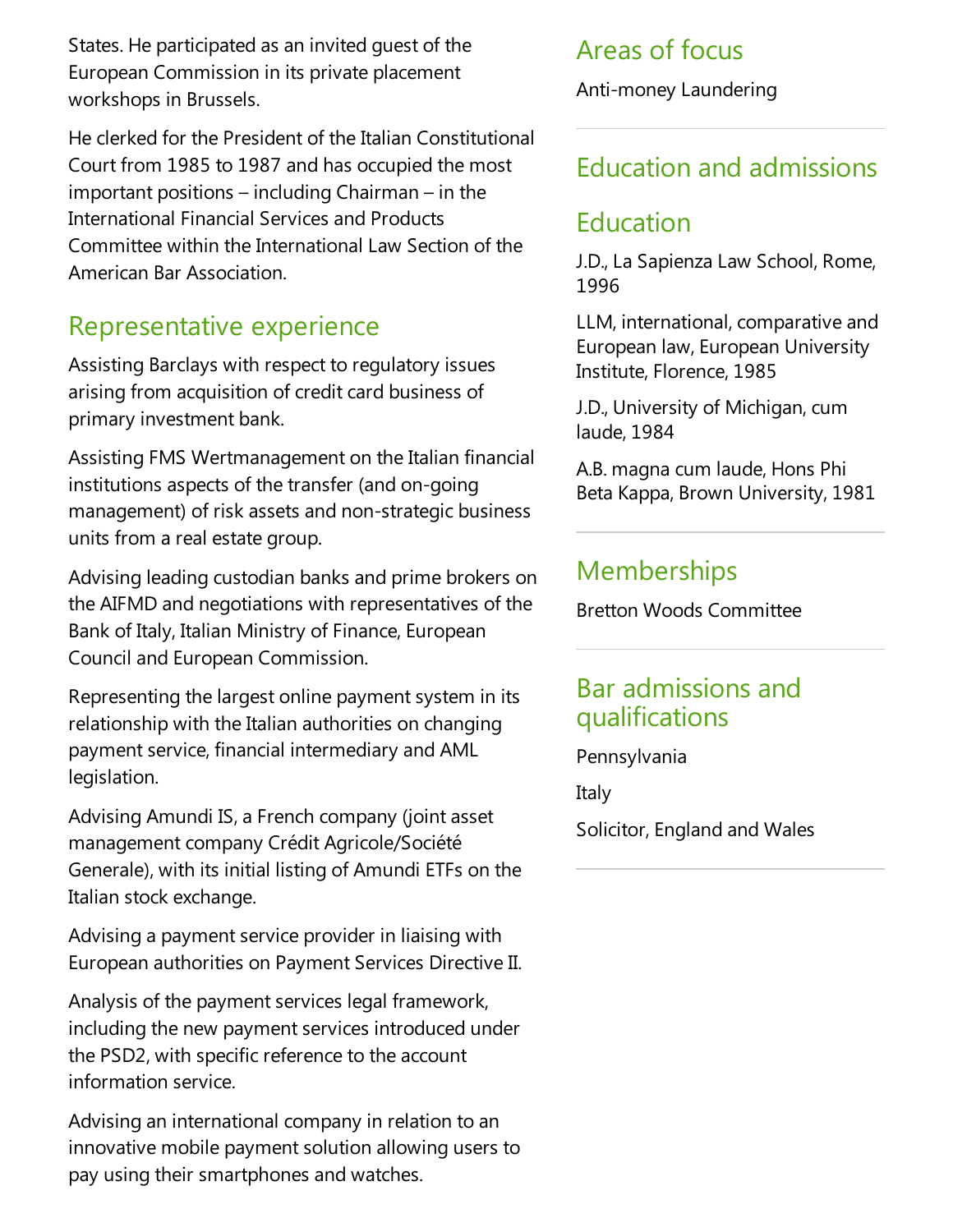States. He participated as an invited guest of the European Commission in its private placement workshops in Brussels.

He clerked for the President of the Italian Constitutional Court from 1985 to 1987 and has occupied the most important positions – including Chairman – in the International Financial Services and Products Committee within the International Law Section of the American Bar Association.

## Representative experience

Assisting Barclays with respect to regulatory issues arising from acquisition of credit card business of primary investment bank.

Assisting FMS Wertmanagement on the Italian financial institutions aspects of the transfer (and on-going management) of risk assets and non-strategic business units from a real estate group.

Advising leading custodian banks and prime brokers on the AIFMD and negotiations with representatives of the Bank of Italy, Italian Ministry of Finance, European Council and European Commission.

Representing the largest online payment system in its relationship with the Italian authorities on changing payment service, financial intermediary and AML legislation.

Advising Amundi IS, a French company (joint asset management company Crédit Agricole/Société Generale), with its initial listing of Amundi ETFs on the Italian stock exchange.

Advising a payment service provider in liaising with European authorities on Payment Services Directive II.

Analysis of the payment services legal framework, including the new payment services introduced under the PSD2, with specific reference to the account information service.

Advising an international company in relation to an innovative mobile payment solution allowing users to pay using their smartphones and watches.

## Areas of focus

Anti-money Laundering

## Education and admissions

### Education

J.D., La Sapienza Law School, Rome, 1996

LLM, international, comparative and European law, European University Institute, Florence, 1985

J.D., University of Michigan, cum laude, 1984

A.B. magna cum laude, Hons Phi Beta Kappa, Brown University, 1981

## Memberships

Bretton Woods Committee

## Bar admissions and qualifications

Pennsylvania

Italy

Solicitor, England and Wales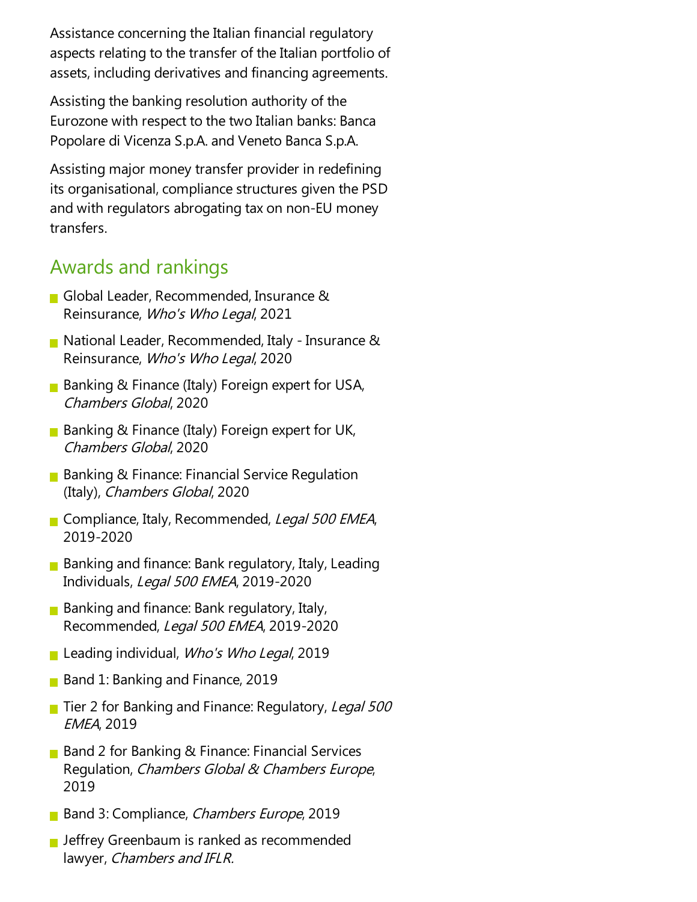Assistance concerning the Italian financial regulatory aspects relating to the transfer of the Italian portfolio of assets, including derivatives and financing agreements.

Assisting the banking resolution authority of the Eurozone with respect to the two Italian banks: Banca Popolare di Vicenza S.p.A. and Veneto Banca S.p.A.

Assisting major money transfer provider in redefining its organisational, compliance structures given the PSD and with regulators abrogating tax on non-EU money transfers.

## Awards and rankings

- Global Leader, Recommended, Insurance & Reinsurance, *Who's Who Legal*, 2021
- National Leader, Recommended, Italy - Insurance & Reinsurance, *Who's Who Legal*, 2020
- Banking & Finance (Italy) Foreign expert for USA, *Chambers Global*, 2020
- Banking & Finance (Italy) Foreign expert for UK, *Chambers Global*, 2020
- Banking & Finance: Financial Service Regulation (Italy), *Chambers Global*, 2020
- Compliance, Italy, Recommended, *Legal 500 EMEA*, 2019-2020
- Banking and finance: Bank regulatory, Italy, Leading Individuals, *Legal 500 EMEA*, 2019-2020
- Banking and finance: Bank regulatory, Italy, Recommended, *Legal 500 EMEA*, 2019-2020
- Leading individual, *Who's Who Legal*, 2019
- Band 1: Banking and Finance, 2019
- Tier 2 for Banking and Finance: Regulatory, *Legal 500 EMEA*, 2019
- Band 2 for Banking & Finance: Financial Services Regulation, *Chambers Global & Chambers Europe*, 2019
- Band 3: Compliance, *Chambers Europe*, 2019
- Jeffrey Greenbaum is ranked as recommended lawyer, *Chambers and IFLR.*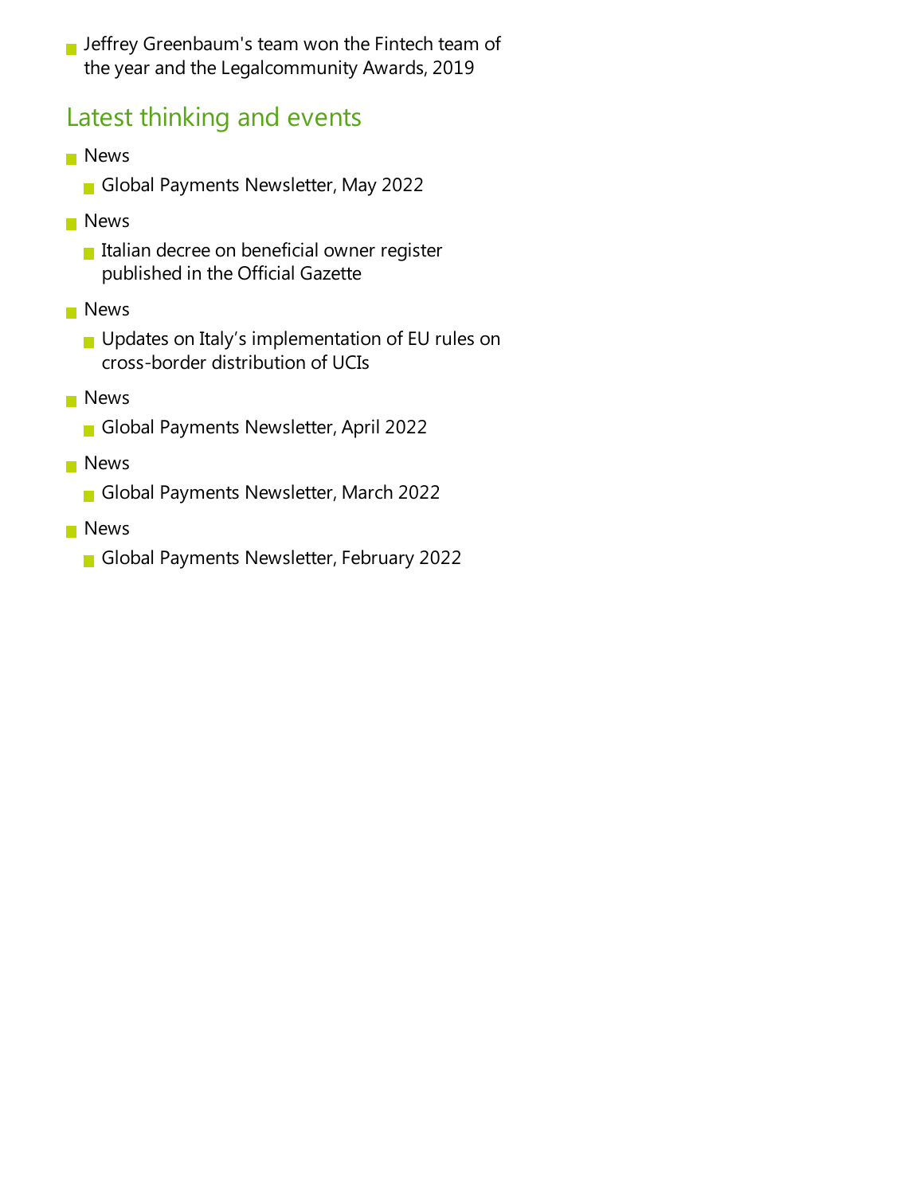- Jeffrey Greenbaum's team won the Fintech team of the year and the Legalcommunity Awards, 2019

## Latest thinking and events

- News
  - Global Payments Newsletter, May 2022
- News
  - Italian decree on beneficial owner register published in the Official Gazette
- News
  - Updates on Italy’s implementation of EU rules on cross-border distribution of UCIs
- News
  - Global Payments Newsletter, April 2022
- News
  - Global Payments Newsletter, March 2022
- News
  - Global Payments Newsletter, February 2022